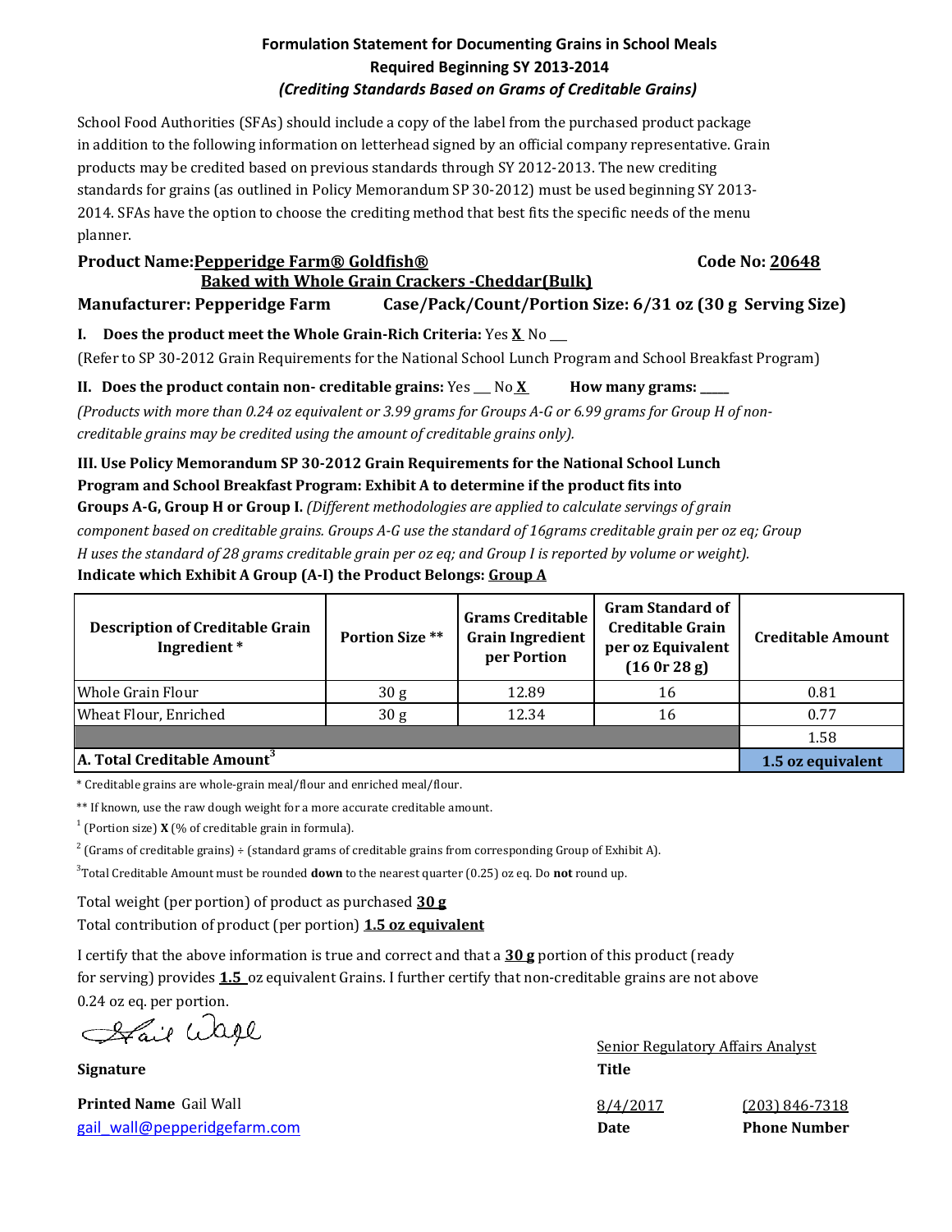# Formulation Statement for Documenting Grains in School Meals
## Required Beginning SY 2013-2014
### *(Crediting Standards Based on Grams of Creditable Grains)*

School Food Authorities (SFAs) should include a copy of the label from the purchased product package in addition to the following information on letterhead signed by an official company representative. Grain products may be credited based on previous standards through SY 2012-2013. The new crediting standards for grains (as outlined in Policy Memorandum SP 30-2012) must be used beginning SY 2013-2014. SFAs have the option to choose the crediting method that best fits the specific needs of the menu planner.

**Product Name:** **Pepperidge Farm® Goldfish® Baked with Whole Grain Crackers -Cheddar(Bulk)** **Code No:** **20648**

**Manufacturer: Pepperidge Farm** **Case/Pack/Count/Portion Size: 6/31 oz (30 g Serving Size)**

**I. Does the product meet the Whole Grain-Rich Criteria:** Yes **X** No ___

(Refer to SP 30-2012 Grain Requirements for the National School Lunch Program and School Breakfast Program)

**II. Does the product contain non- creditable grains:** Yes ___ No **X** **How many grams:** ____

*(Products with more than 0.24 oz equivalent or 3.99 grams for Groups A-G or 6.99 grams for Group H of non-creditable grains may be credited using the amount of creditable grains only).*

**III. Use Policy Memorandum SP 30-2012 Grain Requirements for the National School Lunch Program and School Breakfast Program: Exhibit A to determine if the product fits into Groups A-G, Group H or Group I.** *(Different methodologies are applied to calculate servings of grain component based on creditable grains. Groups A-G use the standard of 16grams creditable grain per oz eq; Group H uses the standard of 28 grams creditable grain per oz eq; and Group I is reported by volume or weight).*

**Indicate which Exhibit A Group (A-I) the Product Belongs:** **Group A**

| Description of Creditable Grain Ingredient * | Portion Size ** | Grams Creditable Grain Ingredient per Portion | Gram Standard of Creditable Grain per oz Equivalent (16 0r 28 g) | Creditable Amount |
|---|---|---|---|---|
| Whole Grain Flour | 30 g | 12.89 | 16 | 0.81 |
| Wheat Flour, Enriched | 30 g | 12.34 | 16 | 0.77 |
| | | | | 1.58 |
| **A. Total Creditable Amount**[3] | | | | **1.5 oz equivalent** |

\* Creditable grains are whole-grain meal/flour and enriched meal/flour.

\*\* If known, use the raw dough weight for a more accurate creditable amount.

[1] (Portion size) **X** (% of creditable grain in formula).

[2] (Grams of creditable grains) ÷ (standard grams of creditable grains from corresponding Group of Exhibit A).

[3]Total Creditable Amount must be rounded **down** to the nearest quarter (0.25) oz eq. Do **not** round up.

Total weight (per portion) of product as purchased **30 g**

Total contribution of product (per portion) **1.5 oz equivalent**

I certify that the above information is true and correct and that a **30 g** portion of this product (ready for serving) provides **1.5** oz equivalent Grains. I further certify that non-creditable grains are not above 0.24 oz eq. per portion.

Gail Wall

**Signature**

Senior Regulatory Affairs Analyst
**Title**

**Printed Name** Gail Wall

gail_wall@pepperidgefarm.com

8/4/2017
**Date**

(203) 846-7318
**Phone Number**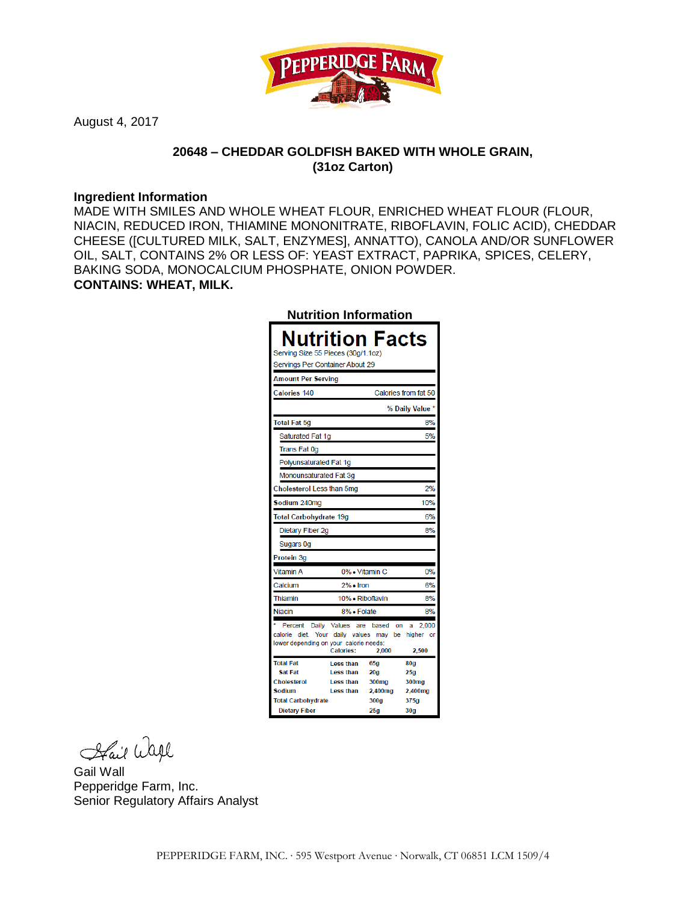August 4, 2017

**20648 – CHEDDAR GOLDFISH BAKED WITH WHOLE GRAIN, (31oz Carton)**

**Ingredient Information**

MADE WITH SMILES AND WHOLE WHEAT FLOUR, ENRICHED WHEAT FLOUR (FLOUR, NIACIN, REDUCED IRON, THIAMINE MONONITRATE, RIBOFLAVIN, FOLIC ACID), CHEDDAR CHEESE ([CULTURED MILK, SALT, ENZYMES], ANNATTO), CANOLA AND/OR SUNFLOWER OIL, SALT, CONTAINS 2% OR LESS OF: YEAST EXTRACT, PAPRIKA, SPICES, CELERY, BAKING SODA, MONOCALCIUM PHOSPHATE, ONION POWDER.

**CONTAINS: WHEAT, MILK.**

**Nutrition Information**

# Nutrition Facts

Serving Size 55 Pieces (30g/1.1oz)
Servings Per Container About 29

| Amount Per Serving | |
|---|---|
| Calories 140 | Calories from fat 50 |
| | % Daily Value * |
| Total Fat 5g | 8% |
| Saturated Fat 1g | 5% |
| Trans Fat 0g | |
| Polyunsaturated Fat 1g | |
| Monounsaturated Fat 3g | |
| Cholesterol Less than 5mg | 2% |
| Sodium 240mg | 10% |
| Total Carbohydrate 19g | 6% |
| Dietary Fiber 2g | 8% |
| Sugars 0g | |
| Protein 3g | |

| | | | |
|---|---|---|---|
| Vitamin A | 0% | Vitamin C | 0% |
| Calcium | 2% | Iron | 6% |
| Thiamin | 10% | Riboflavin | 8% |
| Niacin | 8% | Folate | 8% |

* Percent Daily Values are based on a 2,000 calorie diet. Your daily values may be higher or lower depending on your calorie needs:

| | Calories: | 2,000 | 2,500 |
|---|---|---|---|
| Total Fat | Less than | 65g | 80g |
| Sat Fat | Less than | 20g | 25g |
| Cholesterol | Less than | 300mg | 300mg |
| Sodium | Less than | 2,400mg | 2,400mg |
| Total Carbohydrate | | 300g | 375g |
| Dietary Fiber | | 25g | 30g |

Gail Wall
Pepperidge Farm, Inc.
Senior Regulatory Affairs Analyst

PEPPERIDGE FARM, INC. · 595 Westport Avenue · Norwalk, CT 06851 LCM 1509/4